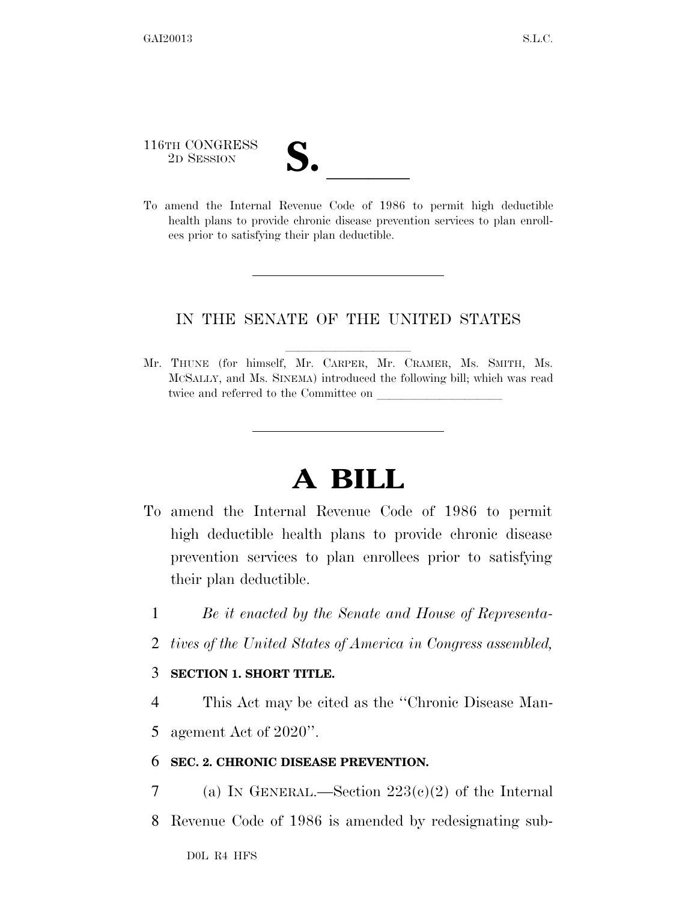116TH CONGRESS
2D SESSION

# S. \_\_\_\_\_\_

To amend the Internal Revenue Code of 1986 to permit high deductible health plans to provide chronic disease prevention services to plan enrollees prior to satisfying their plan deductible.

---

IN THE SENATE OF THE UNITED STATES

Mr. THUNE (for himself, Mr. CARPER, Mr. CRAMER, Ms. SMITH, Ms. MCSALLY, and Ms. SINEMA) introduced the following bill; which was read twice and referred to the Committee on \_\_\_\_\_\_\_\_\_\_\_\_\_\_\_\_\_\_\_\_

---

# A BILL

To amend the Internal Revenue Code of 1986 to permit high deductible health plans to provide chronic disease prevention services to plan enrollees prior to satisfying their plan deductible.

1 *Be it enacted by the Senate and House of Representa-*
2 *tives of the United States of America in Congress assembled,*

3 **SECTION 1. SHORT TITLE.**

4 This Act may be cited as the ''Chronic Disease Man-
5 agement Act of 2020''.

6 **SEC. 2. CHRONIC DISEASE PREVENTION.**

7 (a) IN GENERAL.—Section 223(c)(2) of the Internal
8 Revenue Code of 1986 is amended by redesignating sub-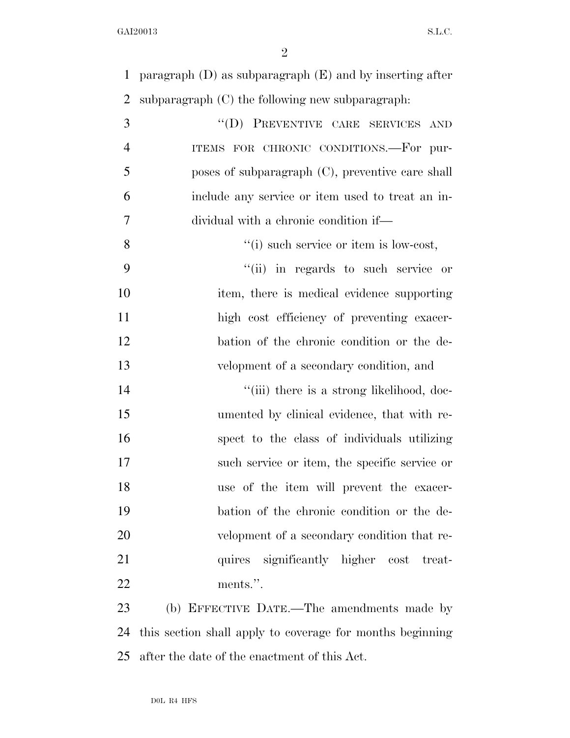paragraph (D) as subparagraph (E) and by inserting after subparagraph (C) the following new subparagraph:

"(D) PREVENTIVE CARE SERVICES AND ITEMS FOR CHRONIC CONDITIONS.—For purposes of subparagraph (C), preventive care shall include any service or item used to treat an individual with a chronic condition if—

"(i) such service or item is low-cost,

"(ii) in regards to such service or item, there is medical evidence supporting high cost efficiency of preventing exacerbation of the chronic condition or the development of a secondary condition, and

"(iii) there is a strong likelihood, documented by clinical evidence, that with respect to the class of individuals utilizing such service or item, the specific service or use of the item will prevent the exacerbation of the chronic condition or the development of a secondary condition that requires significantly higher cost treatments.".

(b) EFFECTIVE DATE.—The amendments made by this section shall apply to coverage for months beginning after the date of the enactment of this Act.